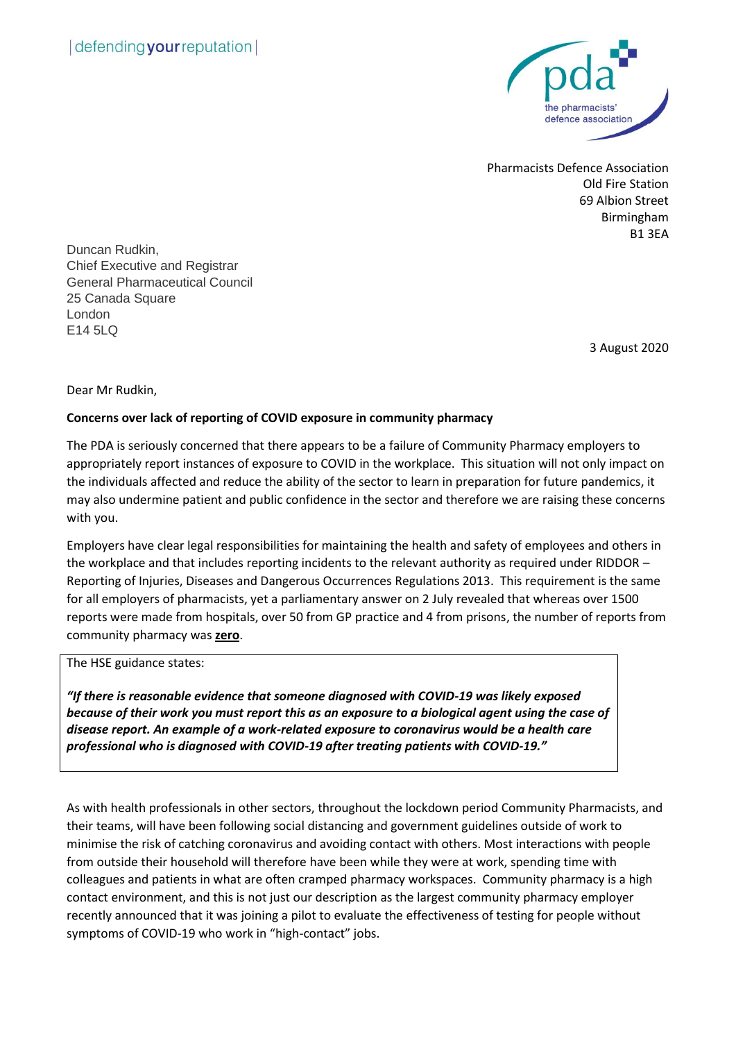|defending**your**reputation|

pda
the pharmacists' defence association

Pharmacists Defence Association
Old Fire Station
69 Albion Street
Birmingham
B1 3EA

Duncan Rudkin,
Chief Executive and Registrar
General Pharmaceutical Council
25 Canada Square
London
E14 5LQ

3 August 2020

Dear Mr Rudkin,

**Concerns over lack of reporting of COVID exposure in community pharmacy**

The PDA is seriously concerned that there appears to be a failure of Community Pharmacy employers to appropriately report instances of exposure to COVID in the workplace. This situation will not only impact on the individuals affected and reduce the ability of the sector to learn in preparation for future pandemics, it may also undermine patient and public confidence in the sector and therefore we are raising these concerns with you.

Employers have clear legal responsibilities for maintaining the health and safety of employees and others in the workplace and that includes reporting incidents to the relevant authority as required under RIDDOR – Reporting of Injuries, Diseases and Dangerous Occurrences Regulations 2013. This requirement is the same for all employers of pharmacists, yet a parliamentary answer on 2 July revealed that whereas over 1500 reports were made from hospitals, over 50 from GP practice and 4 from prisons, the number of reports from community pharmacy was **zero**.

> The HSE guidance states:
>
> ***"If there is reasonable evidence that someone diagnosed with COVID-19 was likely exposed because of their work you must report this as an exposure to a biological agent using the case of disease report. An example of a work-related exposure to coronavirus would be a health care professional who is diagnosed with COVID-19 after treating patients with COVID-19."***

As with health professionals in other sectors, throughout the lockdown period Community Pharmacists, and their teams, will have been following social distancing and government guidelines outside of work to minimise the risk of catching coronavirus and avoiding contact with others. Most interactions with people from outside their household will therefore have been while they were at work, spending time with colleagues and patients in what are often cramped pharmacy workspaces. Community pharmacy is a high contact environment, and this is not just our description as the largest community pharmacy employer recently announced that it was joining a pilot to evaluate the effectiveness of testing for people without symptoms of COVID-19 who work in "high-contact" jobs.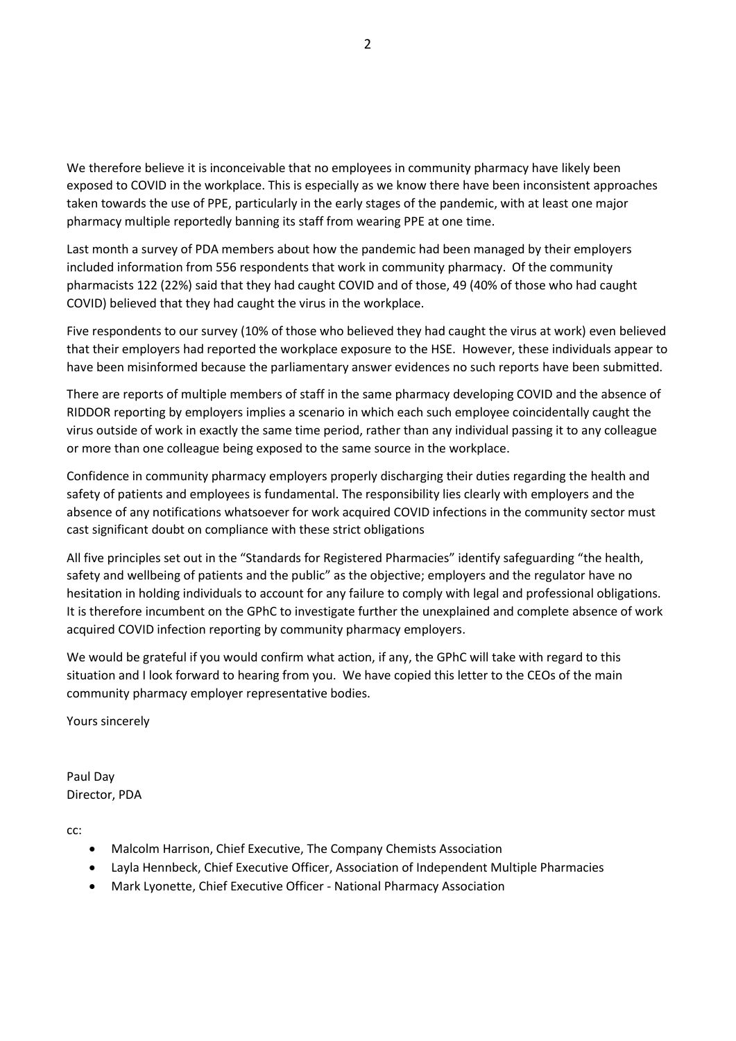We therefore believe it is inconceivable that no employees in community pharmacy have likely been exposed to COVID in the workplace. This is especially as we know there have been inconsistent approaches taken towards the use of PPE, particularly in the early stages of the pandemic, with at least one major pharmacy multiple reportedly banning its staff from wearing PPE at one time.

Last month a survey of PDA members about how the pandemic had been managed by their employers included information from 556 respondents that work in community pharmacy. Of the community pharmacists 122 (22%) said that they had caught COVID and of those, 49 (40% of those who had caught COVID) believed that they had caught the virus in the workplace.

Five respondents to our survey (10% of those who believed they had caught the virus at work) even believed that their employers had reported the workplace exposure to the HSE. However, these individuals appear to have been misinformed because the parliamentary answer evidences no such reports have been submitted.

There are reports of multiple members of staff in the same pharmacy developing COVID and the absence of RIDDOR reporting by employers implies a scenario in which each such employee coincidentally caught the virus outside of work in exactly the same time period, rather than any individual passing it to any colleague or more than one colleague being exposed to the same source in the workplace.

Confidence in community pharmacy employers properly discharging their duties regarding the health and safety of patients and employees is fundamental. The responsibility lies clearly with employers and the absence of any notifications whatsoever for work acquired COVID infections in the community sector must cast significant doubt on compliance with these strict obligations

All five principles set out in the "Standards for Registered Pharmacies" identify safeguarding "the health, safety and wellbeing of patients and the public" as the objective; employers and the regulator have no hesitation in holding individuals to account for any failure to comply with legal and professional obligations. It is therefore incumbent on the GPhC to investigate further the unexplained and complete absence of work acquired COVID infection reporting by community pharmacy employers.

We would be grateful if you would confirm what action, if any, the GPhC will take with regard to this situation and I look forward to hearing from you. We have copied this letter to the CEOs of the main community pharmacy employer representative bodies.

Yours sincerely

Paul Day
Director, PDA

cc:

- Malcolm Harrison, Chief Executive, The Company Chemists Association
- Layla Hennbeck, Chief Executive Officer, Association of Independent Multiple Pharmacies
- Mark Lyonette, Chief Executive Officer - National Pharmacy Association